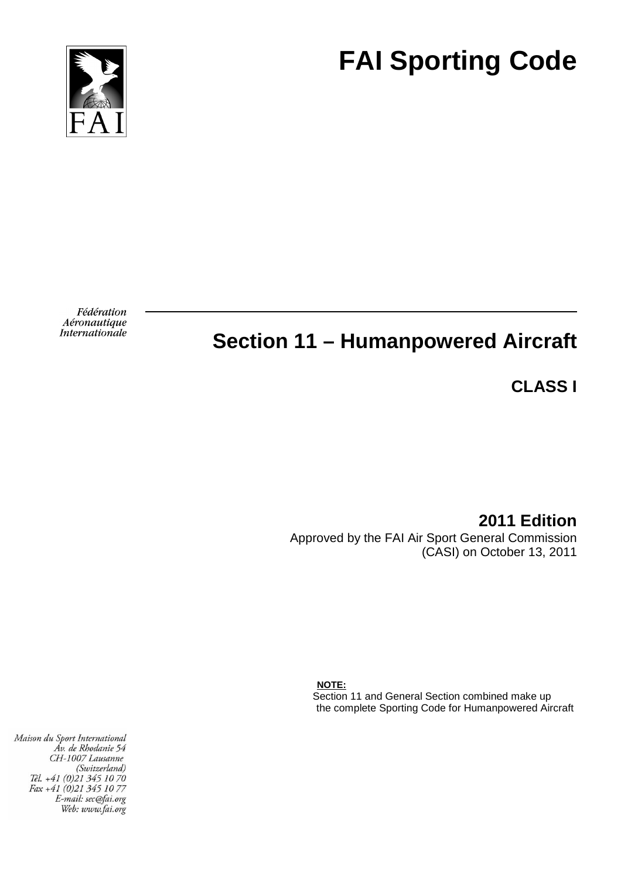# FAI Sporting Code

Fédération
Aéronautique
Internationale

## Section 11 – Humanpowered Aircraft

**CLASS I**

**2011 Edition**

Approved by the FAI Air Sport General Commission (CASI) on October 13, 2011

**NOTE:**
Section 11 and General Section combined make up the complete Sporting Code for Humanpowered Aircraft

*Maison du Sport International*
*Av. de Rhodanie 54*
*CH-1007 Lausanne*
*(Switzerland)*
*Tél. +41 (0)21 345 10 70*
*Fax +41 (0)21 345 10 77*
*E-mail: sec@fai.org*
*Web: www.fai.org*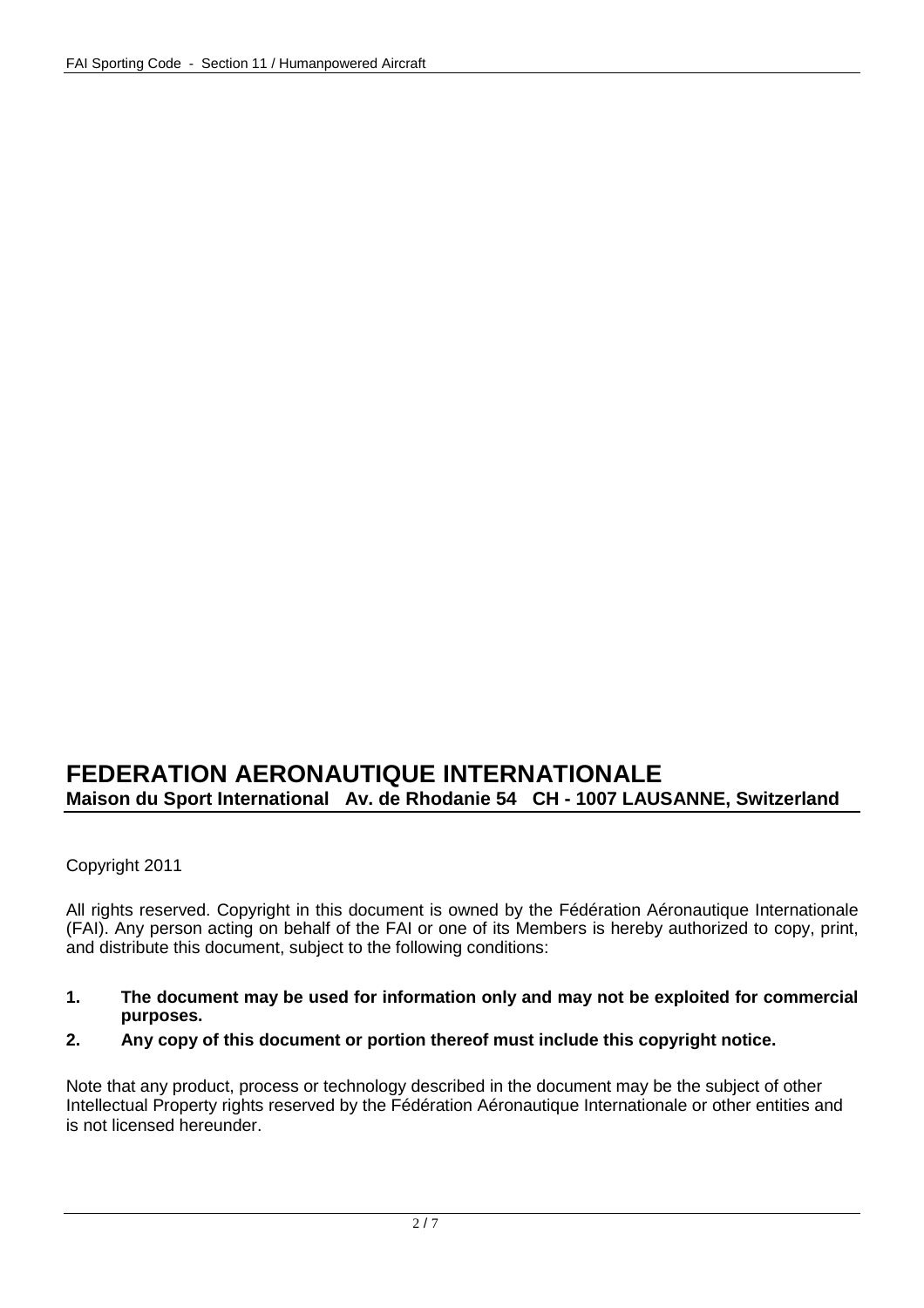# FEDERATION AERONAUTIQUE INTERNATIONALE

**Maison du Sport International   Av. de Rhodanie 54   CH - 1007 LAUSANNE, Switzerland**

Copyright 2011

All rights reserved. Copyright in this document is owned by the Fédération Aéronautique Internationale (FAI). Any person acting on behalf of the FAI or one of its Members is hereby authorized to copy, print, and distribute this document, subject to the following conditions:

1. **The document may be used for information only and may not be exploited for commercial purposes.**
2. **Any copy of this document or portion thereof must include this copyright notice.**

Note that any product, process or technology described in the document may be the subject of other Intellectual Property rights reserved by the Fédération Aéronautique Internationale or other entities and is not licensed hereunder.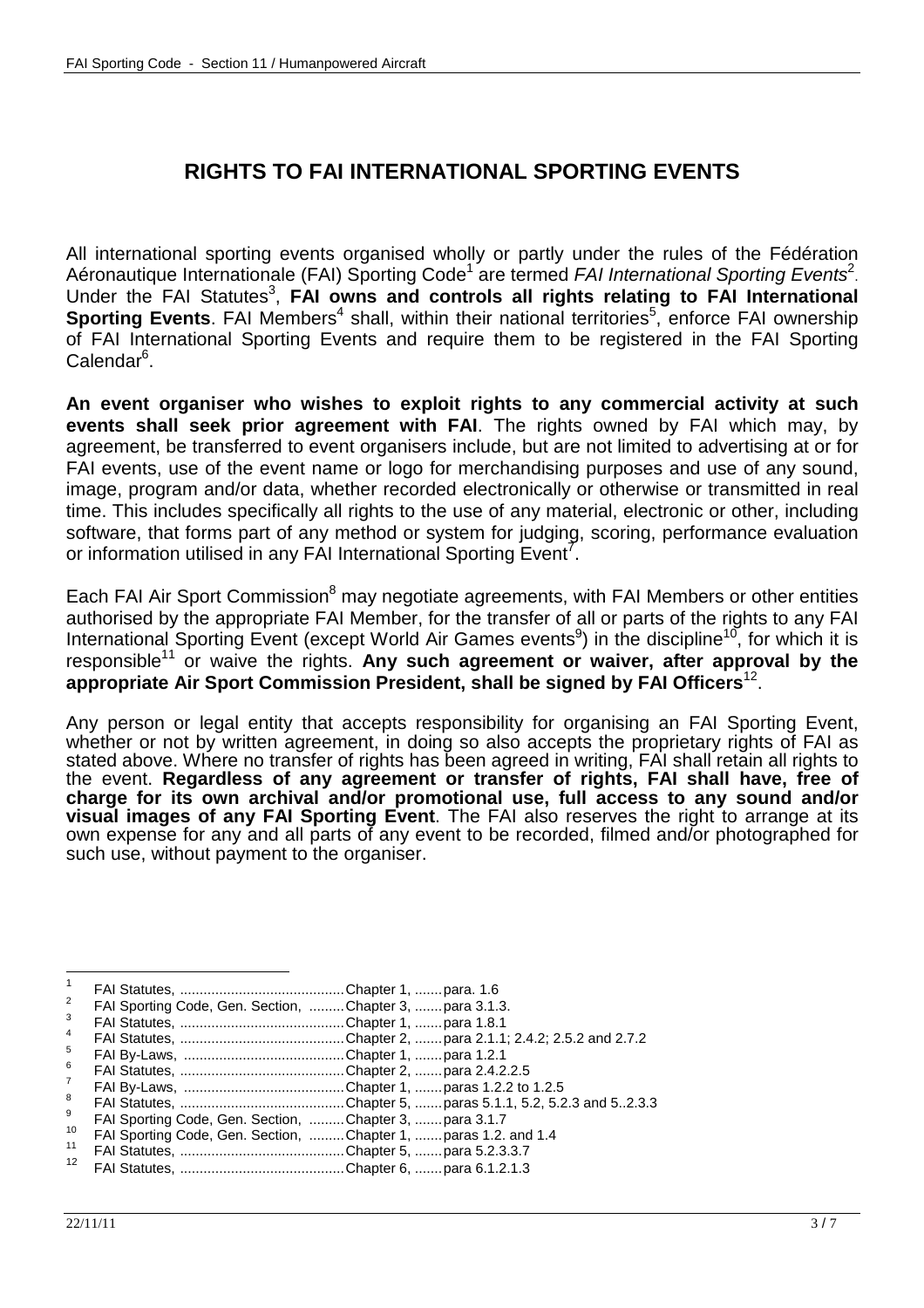# RIGHTS TO FAI INTERNATIONAL SPORTING EVENTS

All international sporting events organised wholly or partly under the rules of the Fédération Aéronautique Internationale (FAI) Sporting Code[1] are termed *FAI International Sporting Events*[2]. Under the FAI Statutes[3], **FAI owns and controls all rights relating to FAI International Sporting Events**. FAI Members[4] shall, within their national territories[5], enforce FAI ownership of FAI International Sporting Events and require them to be registered in the FAI Sporting Calendar[6].

**An event organiser who wishes to exploit rights to any commercial activity at such events shall seek prior agreement with FAI**. The rights owned by FAI which may, by agreement, be transferred to event organisers include, but are not limited to advertising at or for FAI events, use of the event name or logo for merchandising purposes and use of any sound, image, program and/or data, whether recorded electronically or otherwise or transmitted in real time. This includes specifically all rights to the use of any material, electronic or other, including software, that forms part of any method or system for judging, scoring, performance evaluation or information utilised in any FAI International Sporting Event[7].

Each FAI Air Sport Commission[8] may negotiate agreements, with FAI Members or other entities authorised by the appropriate FAI Member, for the transfer of all or parts of the rights to any FAI International Sporting Event (except World Air Games events[9]) in the discipline[10], for which it is responsible[11] or waive the rights. **Any such agreement or waiver, after approval by the appropriate Air Sport Commission President, shall be signed by FAI Officers**[12].

Any person or legal entity that accepts responsibility for organising an FAI Sporting Event, whether or not by written agreement, in doing so also accepts the proprietary rights of FAI as stated above. Where no transfer of rights has been agreed in writing, FAI shall retain all rights to the event. **Regardless of any agreement or transfer of rights, FAI shall have, free of charge for its own archival and/or promotional use, full access to any sound and/or visual images of any FAI Sporting Event**. The FAI also reserves the right to arrange at its own expense for any and all parts of any event to be recorded, filmed and/or photographed for such use, without payment to the organiser.

---

[1] FAI Statutes, ............................................Chapter 1, .......para. 1.6
[2] FAI Sporting Code, Gen. Section, .........Chapter 3, .......para 3.1.3.
[3] FAI Statutes, ............................................Chapter 1, .......para 1.8.1
[4] FAI Statutes, ............................................Chapter 2, .......para 2.1.1; 2.4.2; 2.5.2 and 2.7.2
[5] FAI By-Laws, ..........................................Chapter 1, .......para 1.2.1
[6] FAI Statutes, ............................................Chapter 2, .......para 2.4.2.2.5
[7] FAI By-Laws, ..........................................Chapter 1, .......paras 1.2.2 to 1.2.5
[8] FAI Statutes, ............................................Chapter 5, .......paras 5.1.1, 5.2, 5.2.3 and 5..2.3.3
[9] FAI Sporting Code, Gen. Section, .........Chapter 3, .......para 3.1.7
[10] FAI Sporting Code, Gen. Section, .........Chapter 1, .......paras 1.2. and 1.4
[11] FAI Statutes, ............................................Chapter 5, .......para 5.2.3.3.7
[12] FAI Statutes, ............................................Chapter 6, .......para 6.1.2.1.3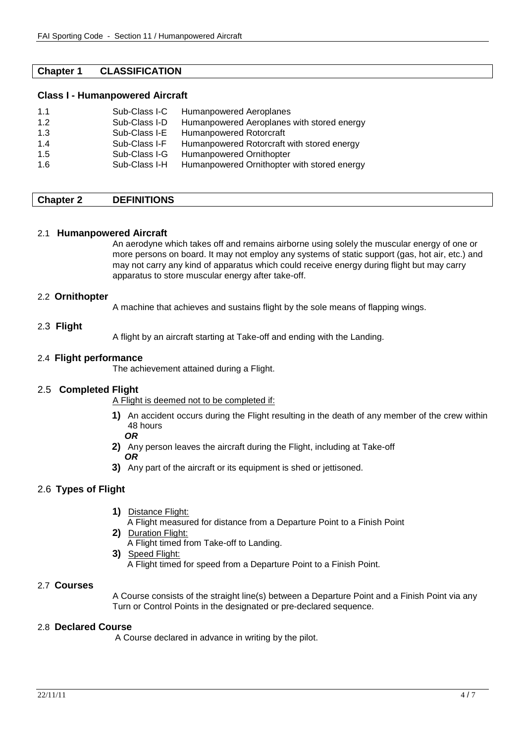## Chapter 1 CLASSIFICATION

### Class I - Humanpowered Aircraft

| | | |
|---|---|---|
| 1.1 | Sub-Class I-C | Humanpowered Aeroplanes |
| 1.2 | Sub-Class I-D | Humanpowered Aeroplanes with stored energy |
| 1.3 | Sub-Class I-E | Humanpowered Rotorcraft |
| 1.4 | Sub-Class I-F | Humanpowered Rotorcraft with stored energy |
| 1.5 | Sub-Class I-G | Humanpowered Ornithopter |
| 1.6 | Sub-Class I-H | Humanpowered Ornithopter with stored energy |

## Chapter 2 DEFINITIONS

### 2.1 Humanpowered Aircraft

An aerodyne which takes off and remains airborne using solely the muscular energy of one or more persons on board. It may not employ any systems of static support (gas, hot air, etc.) and may not carry any kind of apparatus which could receive energy during flight but may carry apparatus to store muscular energy after take-off.

### 2.2 Ornithopter

A machine that achieves and sustains flight by the sole means of flapping wings.

### 2.3 Flight

A flight by an aircraft starting at Take-off and ending with the Landing.

### 2.4 Flight performance

The achievement attained during a Flight.

### 2.5 Completed Flight

A Flight is deemed not to be completed if:

**1)** An accident occurs during the Flight resulting in the death of any member of the crew within 48 hours
***OR***

**2)** Any person leaves the aircraft during the Flight, including at Take-off
***OR***

**3)** Any part of the aircraft or its equipment is shed or jettisoned.

### 2.6 Types of Flight

**1)** Distance Flight:
A Flight measured for distance from a Departure Point to a Finish Point

**2)** Duration Flight:
A Flight timed from Take-off to Landing.

**3)** Speed Flight:
A Flight timed for speed from a Departure Point to a Finish Point.

### 2.7 Courses

A Course consists of the straight line(s) between a Departure Point and a Finish Point via any Turn or Control Points in the designated or pre-declared sequence.

### 2.8 Declared Course

A Course declared in advance in writing by the pilot.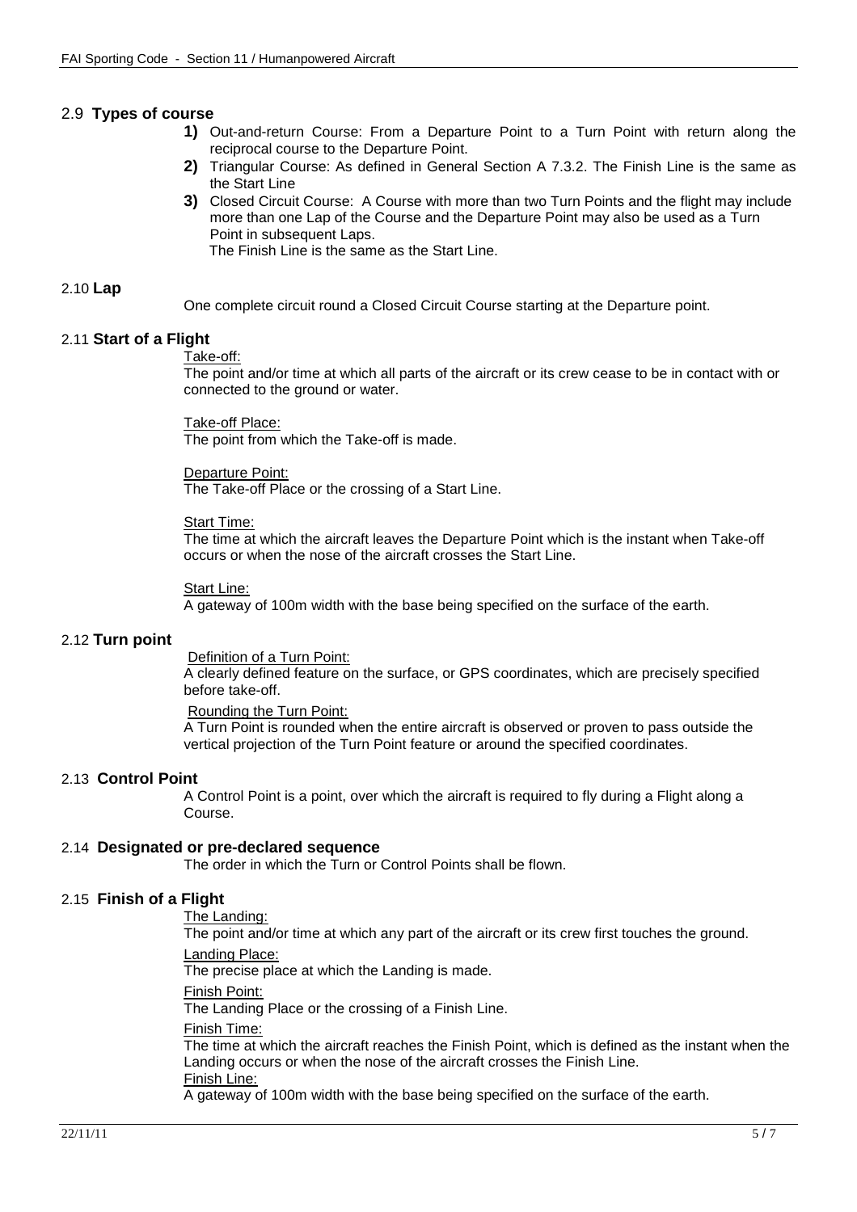## 2.9 **Types of course**

1. Out-and-return Course: From a Departure Point to a Turn Point with return along the reciprocal course to the Departure Point.
2. Triangular Course: As defined in General Section A 7.3.2. The Finish Line is the same as the Start Line
3. Closed Circuit Course: A Course with more than two Turn Points and the flight may include more than one Lap of the Course and the Departure Point may also be used as a Turn Point in subsequent Laps.
   The Finish Line is the same as the Start Line.

## 2.10 **Lap**

One complete circuit round a Closed Circuit Course starting at the Departure point.

## 2.11 **Start of a Flight**

Take-off:
The point and/or time at which all parts of the aircraft or its crew cease to be in contact with or connected to the ground or water.

Take-off Place:
The point from which the Take-off is made.

Departure Point:
The Take-off Place or the crossing of a Start Line.

Start Time:
The time at which the aircraft leaves the Departure Point which is the instant when Take-off occurs or when the nose of the aircraft crosses the Start Line.

Start Line:
A gateway of 100m width with the base being specified on the surface of the earth.

## 2.12 **Turn point**

Definition of a Turn Point:
A clearly defined feature on the surface, or GPS coordinates, which are precisely specified before take-off.

Rounding the Turn Point:
A Turn Point is rounded when the entire aircraft is observed or proven to pass outside the vertical projection of the Turn Point feature or around the specified coordinates.

## 2.13 **Control Point**

A Control Point is a point, over which the aircraft is required to fly during a Flight along a Course.

## 2.14 **Designated or pre-declared sequence**

The order in which the Turn or Control Points shall be flown.

## 2.15 **Finish of a Flight**

The Landing:
The point and/or time at which any part of the aircraft or its crew first touches the ground.

Landing Place:
The precise place at which the Landing is made.

Finish Point:
The Landing Place or the crossing of a Finish Line.

Finish Time:
The time at which the aircraft reaches the Finish Point, which is defined as the instant when the Landing occurs or when the nose of the aircraft crosses the Finish Line.

Finish Line:
A gateway of 100m width with the base being specified on the surface of the earth.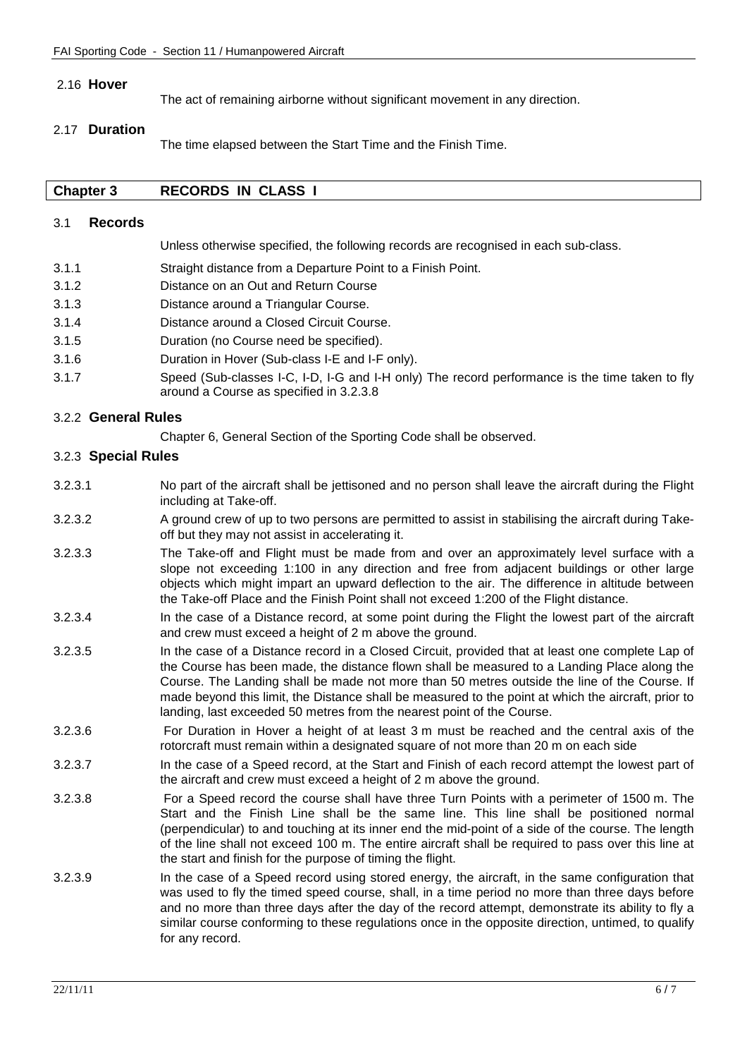### 2.16 **Hover**

The act of remaining airborne without significant movement in any direction.

### 2.17 **Duration**

The time elapsed between the Start Time and the Finish Time.

## Chapter 3 RECORDS IN CLASS I

### 3.1 **Records**

Unless otherwise specified, the following records are recognised in each sub-class.

3.1.1 Straight distance from a Departure Point to a Finish Point.

3.1.2 Distance on an Out and Return Course

3.1.3 Distance around a Triangular Course.

3.1.4 Distance around a Closed Circuit Course.

3.1.5 Duration (no Course need be specified).

3.1.6 Duration in Hover (Sub-class I-E and I-F only).

3.1.7 Speed (Sub-classes I-C, I-D, I-G and I-H only) The record performance is the time taken to fly around a Course as specified in 3.2.3.8

### 3.2.2 **General Rules**

Chapter 6, General Section of the Sporting Code shall be observed.

### 3.2.3 **Special Rules**

3.2.3.1 No part of the aircraft shall be jettisoned and no person shall leave the aircraft during the Flight including at Take-off.

3.2.3.2 A ground crew of up to two persons are permitted to assist in stabilising the aircraft during Take-off but they may not assist in accelerating it.

3.2.3.3 The Take-off and Flight must be made from and over an approximately level surface with a slope not exceeding 1:100 in any direction and free from adjacent buildings or other large objects which might impart an upward deflection to the air. The difference in altitude between the Take-off Place and the Finish Point shall not exceed 1:200 of the Flight distance.

3.2.3.4 In the case of a Distance record, at some point during the Flight the lowest part of the aircraft and crew must exceed a height of 2 m above the ground.

3.2.3.5 In the case of a Distance record in a Closed Circuit, provided that at least one complete Lap of the Course has been made, the distance flown shall be measured to a Landing Place along the Course. The Landing shall be made not more than 50 metres outside the line of the Course. If made beyond this limit, the Distance shall be measured to the point at which the aircraft, prior to landing, last exceeded 50 metres from the nearest point of the Course.

3.2.3.6 For Duration in Hover a height of at least 3 m must be reached and the central axis of the rotorcraft must remain within a designated square of not more than 20 m on each side

3.2.3.7 In the case of a Speed record, at the Start and Finish of each record attempt the lowest part of the aircraft and crew must exceed a height of 2 m above the ground.

3.2.3.8 For a Speed record the course shall have three Turn Points with a perimeter of 1500 m. The Start and the Finish Line shall be the same line. This line shall be positioned normal (perpendicular) to and touching at its inner end the mid-point of a side of the course. The length of the line shall not exceed 100 m. The entire aircraft shall be required to pass over this line at the start and finish for the purpose of timing the flight.

3.2.3.9 In the case of a Speed record using stored energy, the aircraft, in the same configuration that was used to fly the timed speed course, shall, in a time period no more than three days before and no more than three days after the day of the record attempt, demonstrate its ability to fly a similar course conforming to these regulations once in the opposite direction, untimed, to qualify for any record.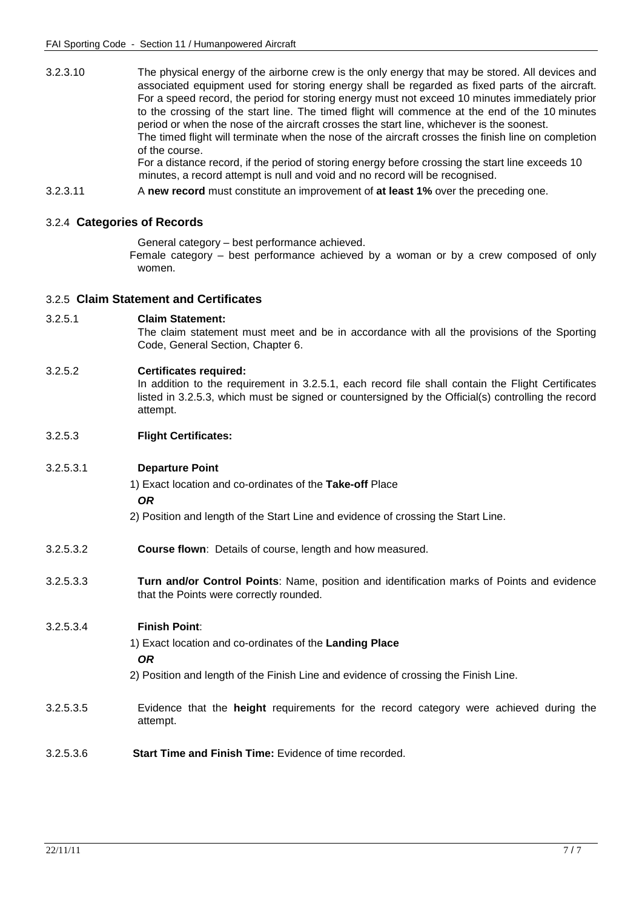3.2.3.10 The physical energy of the airborne crew is the only energy that may be stored. All devices and associated equipment used for storing energy shall be regarded as fixed parts of the aircraft. For a speed record, the period for storing energy must not exceed 10 minutes immediately prior to the crossing of the start line. The timed flight will commence at the end of the 10 minutes period or when the nose of the aircraft crosses the start line, whichever is the soonest.
The timed flight will terminate when the nose of the aircraft crosses the finish line on completion of the course.
For a distance record, if the period of storing energy before crossing the start line exceeds 10 minutes, a record attempt is null and void and no record will be recognised.

3.2.3.11 A **new record** must constitute an improvement of **at least 1%** over the preceding one.

### 3.2.4 Categories of Records

General category – best performance achieved.
Female category – best performance achieved by a woman or by a crew composed of only women.

### 3.2.5 Claim Statement and Certificates

3.2.5.1 **Claim Statement:**
The claim statement must meet and be in accordance with all the provisions of the Sporting Code, General Section, Chapter 6.

3.2.5.2 **Certificates required:**
In addition to the requirement in 3.2.5.1, each record file shall contain the Flight Certificates listed in 3.2.5.3, which must be signed or countersigned by the Official(s) controlling the record attempt.

3.2.5.3 **Flight Certificates:**

3.2.5.3.1 **Departure Point**

1) Exact location and co-ordinates of the **Take-off** Place

***OR***

2) Position and length of the Start Line and evidence of crossing the Start Line.

3.2.5.3.2 **Course flown**: Details of course, length and how measured.

3.2.5.3.3 **Turn and/or Control Points**: Name, position and identification marks of Points and evidence that the Points were correctly rounded.

3.2.5.3.4 **Finish Point**:

1) Exact location and co-ordinates of the **Landing Place**

***OR***

2) Position and length of the Finish Line and evidence of crossing the Finish Line.

3.2.5.3.5 Evidence that the **height** requirements for the record category were achieved during the attempt.

3.2.5.3.6 **Start Time and Finish Time:** Evidence of time recorded.